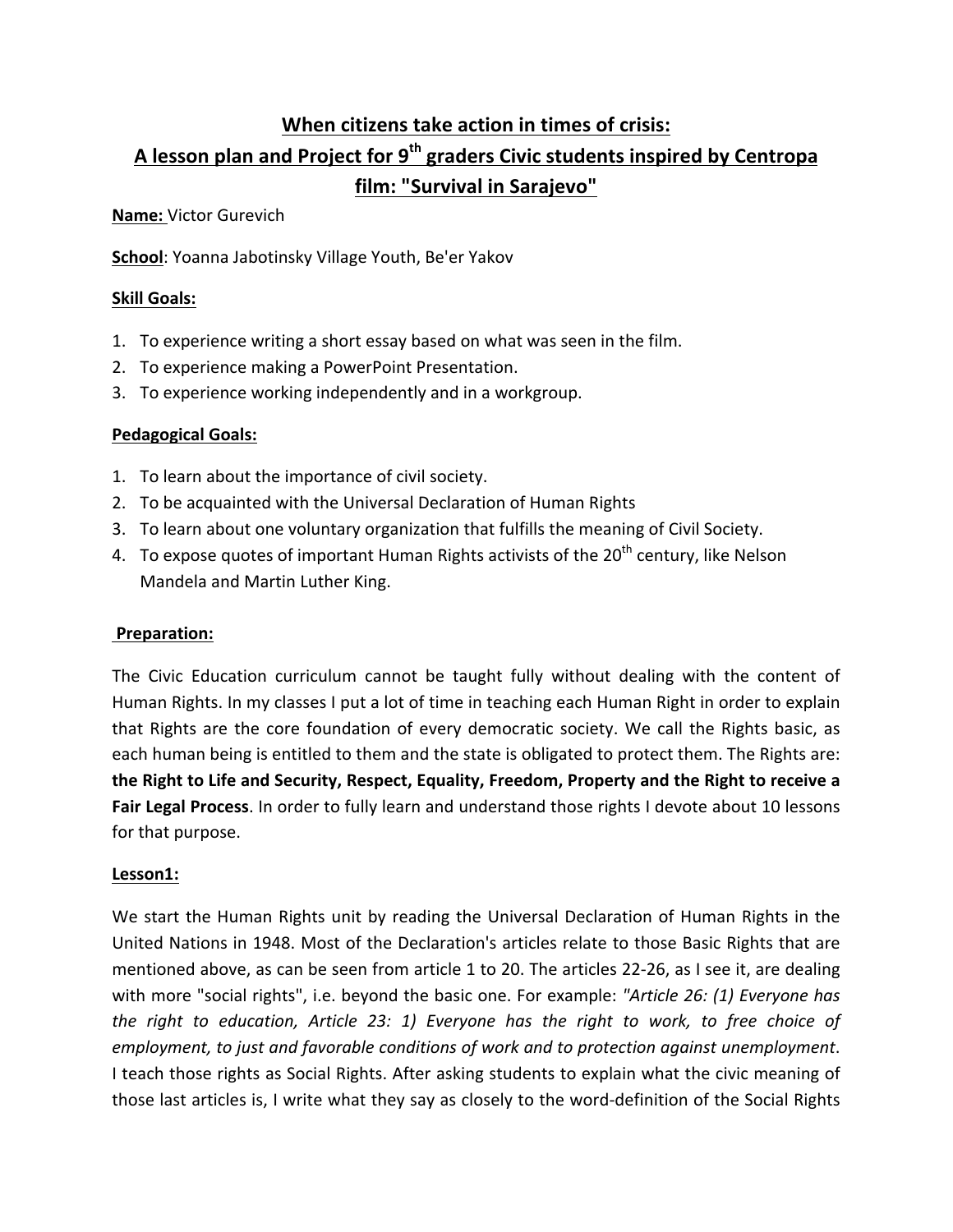# When citizens take action in times of crisis:
# A lesson plan and Project for 9th graders Civic students inspired by Centropa film: "Survival in Sarajevo"

**Name:** Victor Gurevich

**School**: Yoanna Jabotinsky Village Youth, Be'er Yakov

**Skill Goals:**

1. To experience writing a short essay based on what was seen in the film.
2. To experience making a PowerPoint Presentation.
3. To experience working independently and in a workgroup.

**Pedagogical Goals:**

1. To learn about the importance of civil society.
2. To be acquainted with the Universal Declaration of Human Rights
3. To learn about one voluntary organization that fulfills the meaning of Civil Society.
4. To expose quotes of important Human Rights activists of the 20th century, like Nelson Mandela and Martin Luther King.

**Preparation:**

The Civic Education curriculum cannot be taught fully without dealing with the content of Human Rights. In my classes I put a lot of time in teaching each Human Right in order to explain that Rights are the core foundation of every democratic society. We call the Rights basic, as each human being is entitled to them and the state is obligated to protect them. The Rights are: **the Right to Life and Security, Respect, Equality, Freedom, Property and the Right to receive a Fair Legal Process**. In order to fully learn and understand those rights I devote about 10 lessons for that purpose.

**Lesson1:**

We start the Human Rights unit by reading the Universal Declaration of Human Rights in the United Nations in 1948. Most of the Declaration's articles relate to those Basic Rights that are mentioned above, as can be seen from article 1 to 20. The articles 22-26, as I see it, are dealing with more "social rights", i.e. beyond the basic one. For example: *"Article 26: (1) Everyone has the right to education, Article 23: 1) Everyone has the right to work, to free choice of employment, to just and favorable conditions of work and to protection against unemployment*. I teach those rights as Social Rights. After asking students to explain what the civic meaning of those last articles is, I write what they say as closely to the word-definition of the Social Rights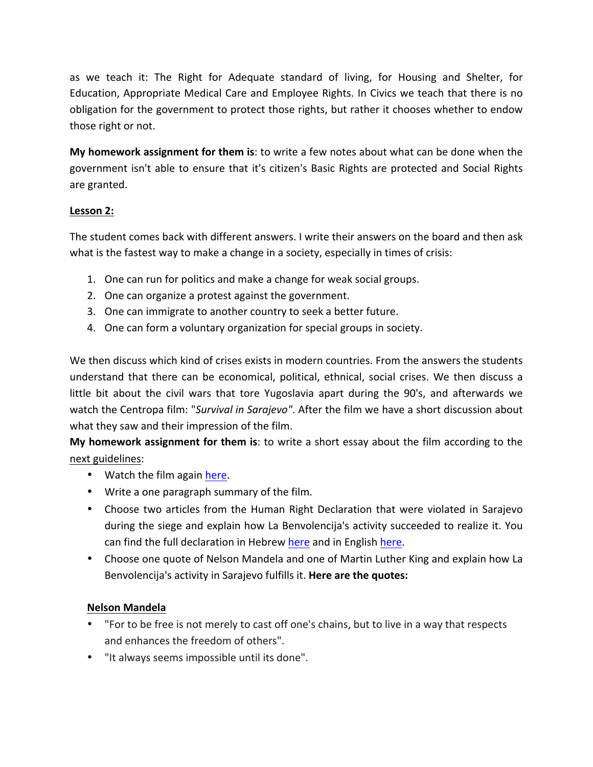as we teach it: The Right for Adequate standard of living, for Housing and Shelter, for Education, Appropriate Medical Care and Employee Rights. In Civics we teach that there is no obligation for the government to protect those rights, but rather it chooses whether to endow those right or not.

**My homework assignment for them is**: to write a few notes about what can be done when the government isn't able to ensure that it's citizen's Basic Rights are protected and Social Rights are granted.

**Lesson 2:**

The student comes back with different answers. I write their answers on the board and then ask what is the fastest way to make a change in a society, especially in times of crisis:

1. One can run for politics and make a change for weak social groups.
2. One can organize a protest against the government.
3. One can immigrate to another country to seek a better future.
4. One can form a voluntary organization for special groups in society.

We then discuss which kind of crises exists in modern countries. From the answers the students understand that there can be economical, political, ethnical, social crises. We then discuss a little bit about the civil wars that tore Yugoslavia apart during the 90's, and afterwards we watch the Centropa film: "*Survival in Sarajevo*". After the film we have a short discussion about what they saw and their impression of the film.

**My homework assignment for them is**: to write a short essay about the film according to the next guidelines:

- Watch the film again here.
- Write a one paragraph summary of the film.
- Choose two articles from the Human Right Declaration that were violated in Sarajevo during the siege and explain how La Benvolencija's activity succeeded to realize it. You can find the full declaration in Hebrew here and in English here.
- Choose one quote of Nelson Mandela and one of Martin Luther King and explain how La Benvolencija's activity in Sarajevo fulfills it. **Here are the quotes:**

**Nelson Mandela**

- "For to be free is not merely to cast off one's chains, but to live in a way that respects and enhances the freedom of others".
- "It always seems impossible until its done".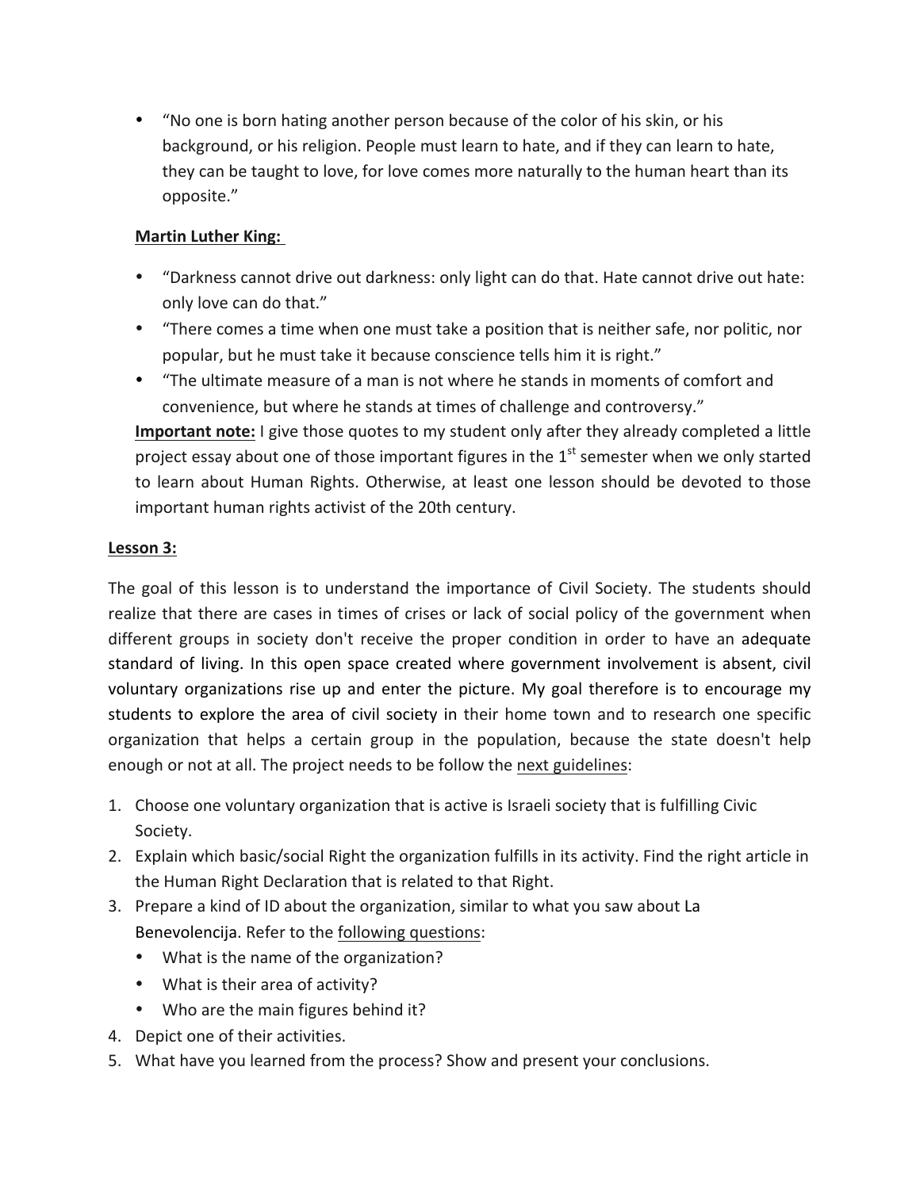- "No one is born hating another person because of the color of his skin, or his background, or his religion. People must learn to hate, and if they can learn to hate, they can be taught to love, for love comes more naturally to the human heart than its opposite."

**Martin Luther King:**

- "Darkness cannot drive out darkness: only light can do that. Hate cannot drive out hate: only love can do that."
- "There comes a time when one must take a position that is neither safe, nor politic, nor popular, but he must take it because conscience tells him it is right."
- "The ultimate measure of a man is not where he stands in moments of comfort and convenience, but where he stands at times of challenge and controversy."

**Important note:** I give those quotes to my student only after they already completed a little project essay about one of those important figures in the 1st semester when we only started to learn about Human Rights. Otherwise, at least one lesson should be devoted to those important human rights activist of the 20th century.

**Lesson 3:**

The goal of this lesson is to understand the importance of Civil Society. The students should realize that there are cases in times of crises or lack of social policy of the government when different groups in society don't receive the proper condition in order to have an adequate standard of living. In this open space created where government involvement is absent, civil voluntary organizations rise up and enter the picture. My goal therefore is to encourage my students to explore the area of civil society in their home town and to research one specific organization that helps a certain group in the population, because the state doesn't help enough or not at all. The project needs to be follow the next guidelines:

1. Choose one voluntary organization that is active is Israeli society that is fulfilling Civic Society.
2. Explain which basic/social Right the organization fulfills in its activity. Find the right article in the Human Right Declaration that is related to that Right.
3. Prepare a kind of ID about the organization, similar to what you saw about La Benevolencija. Refer to the following questions:
   - What is the name of the organization?
   - What is their area of activity?
   - Who are the main figures behind it?
4. Depict one of their activities.
5. What have you learned from the process? Show and present your conclusions.